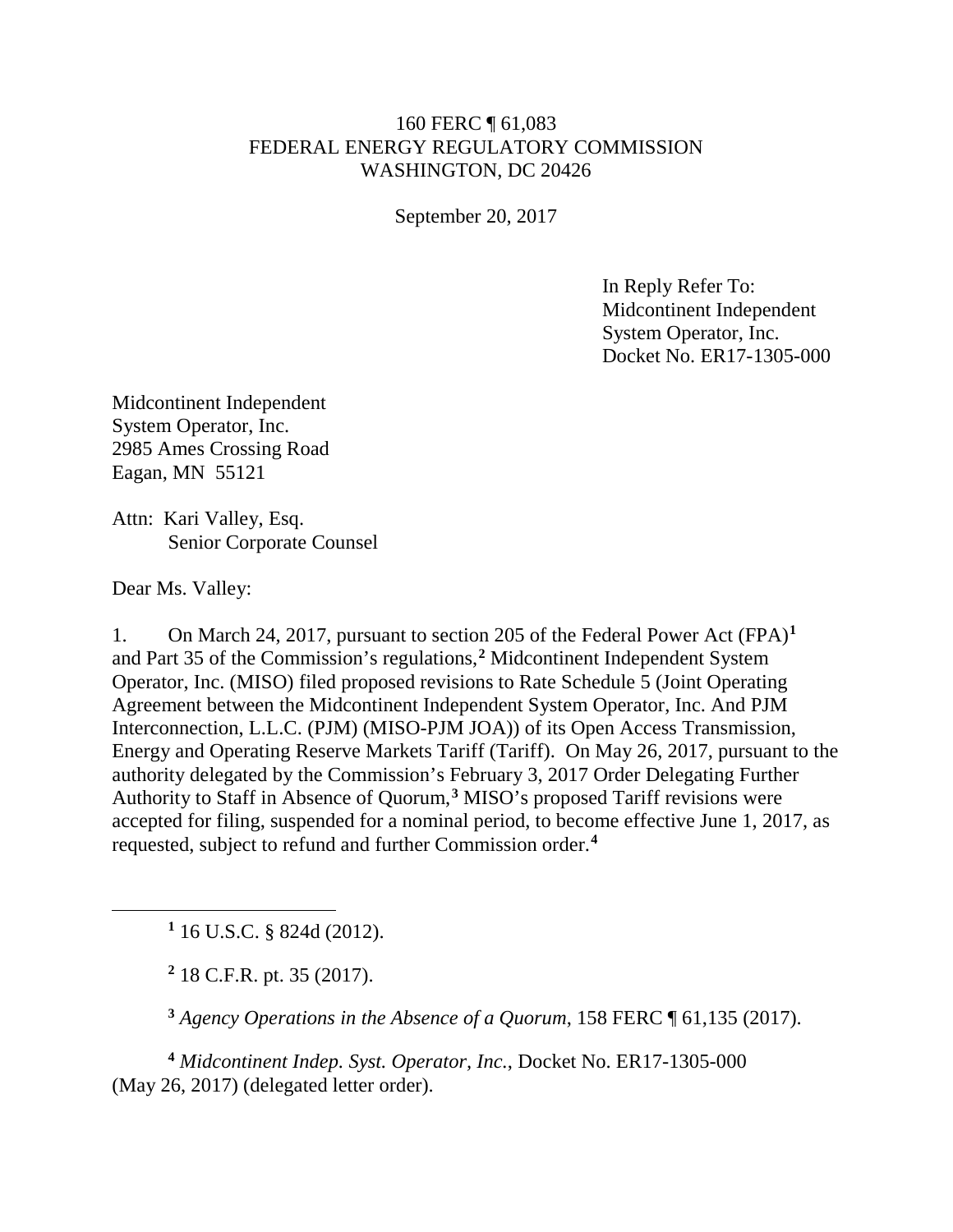160 FERC ¶ 61,083
FEDERAL ENERGY REGULATORY COMMISSION
WASHINGTON, DC 20426

September 20, 2017

In Reply Refer To:
Midcontinent Independent
System Operator, Inc.
Docket No. ER17-1305-000

Midcontinent Independent
System Operator, Inc.
2985 Ames Crossing Road
Eagan, MN 55121

Attn: Kari Valley, Esq.
Senior Corporate Counsel

Dear Ms. Valley:

1. On March 24, 2017, pursuant to section 205 of the Federal Power Act (FPA)[1] and Part 35 of the Commission's regulations,[2] Midcontinent Independent System Operator, Inc. (MISO) filed proposed revisions to Rate Schedule 5 (Joint Operating Agreement between the Midcontinent Independent System Operator, Inc. And PJM Interconnection, L.L.C. (PJM) (MISO-PJM JOA)) of its Open Access Transmission, Energy and Operating Reserve Markets Tariff (Tariff). On May 26, 2017, pursuant to the authority delegated by the Commission's February 3, 2017 Order Delegating Further Authority to Staff in Absence of Quorum,[3] MISO's proposed Tariff revisions were accepted for filing, suspended for a nominal period, to become effective June 1, 2017, as requested, subject to refund and further Commission order.[4]

[1] 16 U.S.C. § 824d (2012).

[2] 18 C.F.R. pt. 35 (2017).

[3] *Agency Operations in the Absence of a Quorum*, 158 FERC ¶ 61,135 (2017).

[4] *Midcontinent Indep. Syst. Operator, Inc.*, Docket No. ER17-1305-000 (May 26, 2017) (delegated letter order).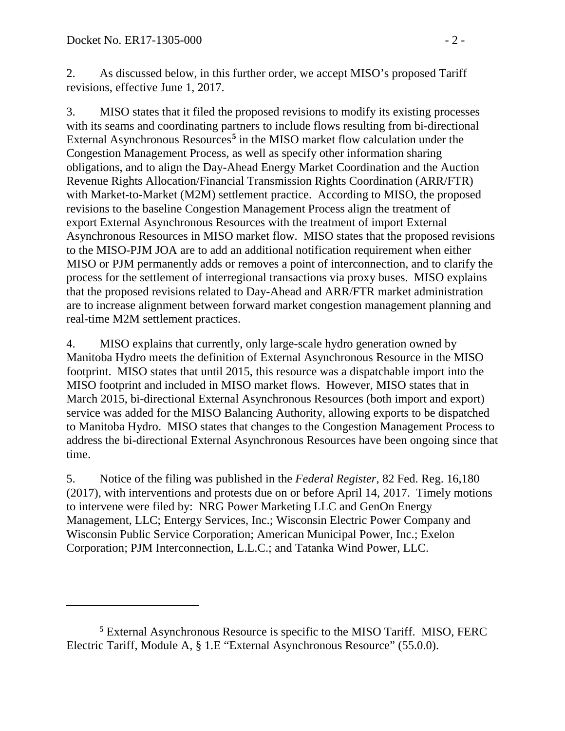2. As discussed below, in this further order, we accept MISO's proposed Tariff revisions, effective June 1, 2017.

3. MISO states that it filed the proposed revisions to modify its existing processes with its seams and coordinating partners to include flows resulting from bi-directional External Asynchronous Resources[5] in the MISO market flow calculation under the Congestion Management Process, as well as specify other information sharing obligations, and to align the Day-Ahead Energy Market Coordination and the Auction Revenue Rights Allocation/Financial Transmission Rights Coordination (ARR/FTR) with Market-to-Market (M2M) settlement practice. According to MISO, the proposed revisions to the baseline Congestion Management Process align the treatment of export External Asynchronous Resources with the treatment of import External Asynchronous Resources in MISO market flow. MISO states that the proposed revisions to the MISO-PJM JOA are to add an additional notification requirement when either MISO or PJM permanently adds or removes a point of interconnection, and to clarify the process for the settlement of interregional transactions via proxy buses. MISO explains that the proposed revisions related to Day-Ahead and ARR/FTR market administration are to increase alignment between forward market congestion management planning and real-time M2M settlement practices.

4. MISO explains that currently, only large-scale hydro generation owned by Manitoba Hydro meets the definition of External Asynchronous Resource in the MISO footprint. MISO states that until 2015, this resource was a dispatchable import into the MISO footprint and included in MISO market flows. However, MISO states that in March 2015, bi-directional External Asynchronous Resources (both import and export) service was added for the MISO Balancing Authority, allowing exports to be dispatched to Manitoba Hydro. MISO states that changes to the Congestion Management Process to address the bi-directional External Asynchronous Resources have been ongoing since that time.

5. Notice of the filing was published in the *Federal Register*, 82 Fed. Reg. 16,180 (2017), with interventions and protests due on or before April 14, 2017. Timely motions to intervene were filed by: NRG Power Marketing LLC and GenOn Energy Management, LLC; Entergy Services, Inc.; Wisconsin Electric Power Company and Wisconsin Public Service Corporation; American Municipal Power, Inc.; Exelon Corporation; PJM Interconnection, L.L.C.; and Tatanka Wind Power, LLC.

---

[5] External Asynchronous Resource is specific to the MISO Tariff. MISO, FERC Electric Tariff, Module A, § 1.E "External Asynchronous Resource" (55.0.0).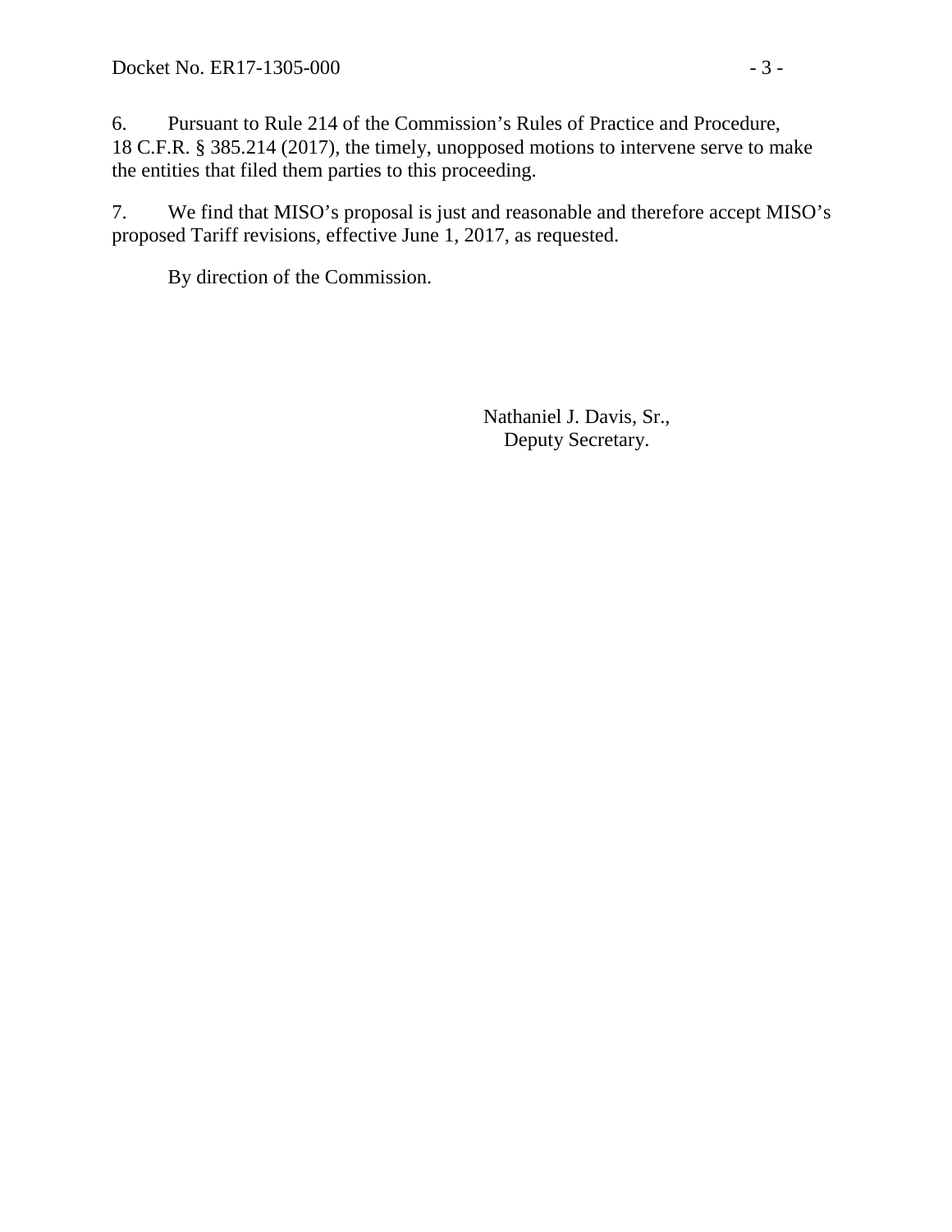6. Pursuant to Rule 214 of the Commission's Rules of Practice and Procedure, 18 C.F.R. § 385.214 (2017), the timely, unopposed motions to intervene serve to make the entities that filed them parties to this proceeding.

7. We find that MISO's proposal is just and reasonable and therefore accept MISO's proposed Tariff revisions, effective June 1, 2017, as requested.

By direction of the Commission.

Nathaniel J. Davis, Sr.,
Deputy Secretary.